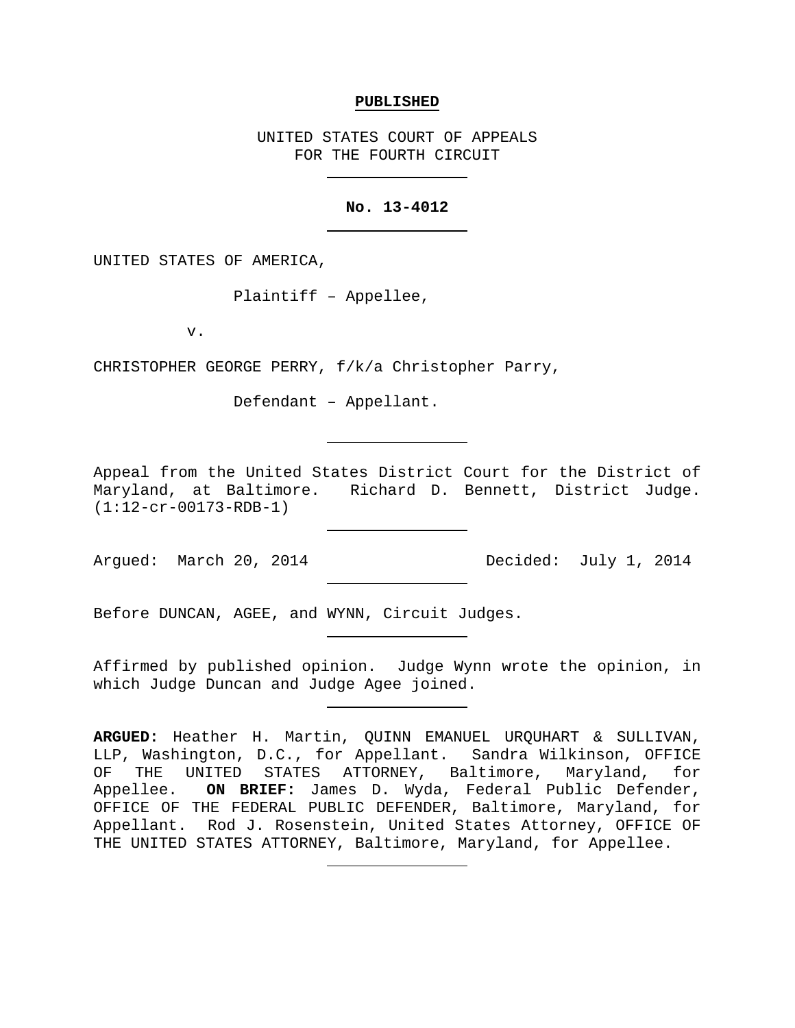**PUBLISHED**

UNITED STATES COURT OF APPEALS
FOR THE FOURTH CIRCUIT

---

**No. 13-4012**

---

UNITED STATES OF AMERICA,

Plaintiff – Appellee,

v.

CHRISTOPHER GEORGE PERRY, f/k/a Christopher Parry,

Defendant – Appellant.

---

Appeal from the United States District Court for the District of Maryland, at Baltimore. Richard D. Bennett, District Judge. (1:12-cr-00173-RDB-1)

---

Argued: March 20, 2014    Decided: July 1, 2014

---

Before DUNCAN, AGEE, and WYNN, Circuit Judges.

---

Affirmed by published opinion. Judge Wynn wrote the opinion, in which Judge Duncan and Judge Agee joined.

---

**ARGUED:** Heather H. Martin, QUINN EMANUEL URQUHART & SULLIVAN, LLP, Washington, D.C., for Appellant. Sandra Wilkinson, OFFICE OF THE UNITED STATES ATTORNEY, Baltimore, Maryland, for Appellee. **ON BRIEF:** James D. Wyda, Federal Public Defender, OFFICE OF THE FEDERAL PUBLIC DEFENDER, Baltimore, Maryland, for Appellant. Rod J. Rosenstein, United States Attorney, OFFICE OF THE UNITED STATES ATTORNEY, Baltimore, Maryland, for Appellee.

---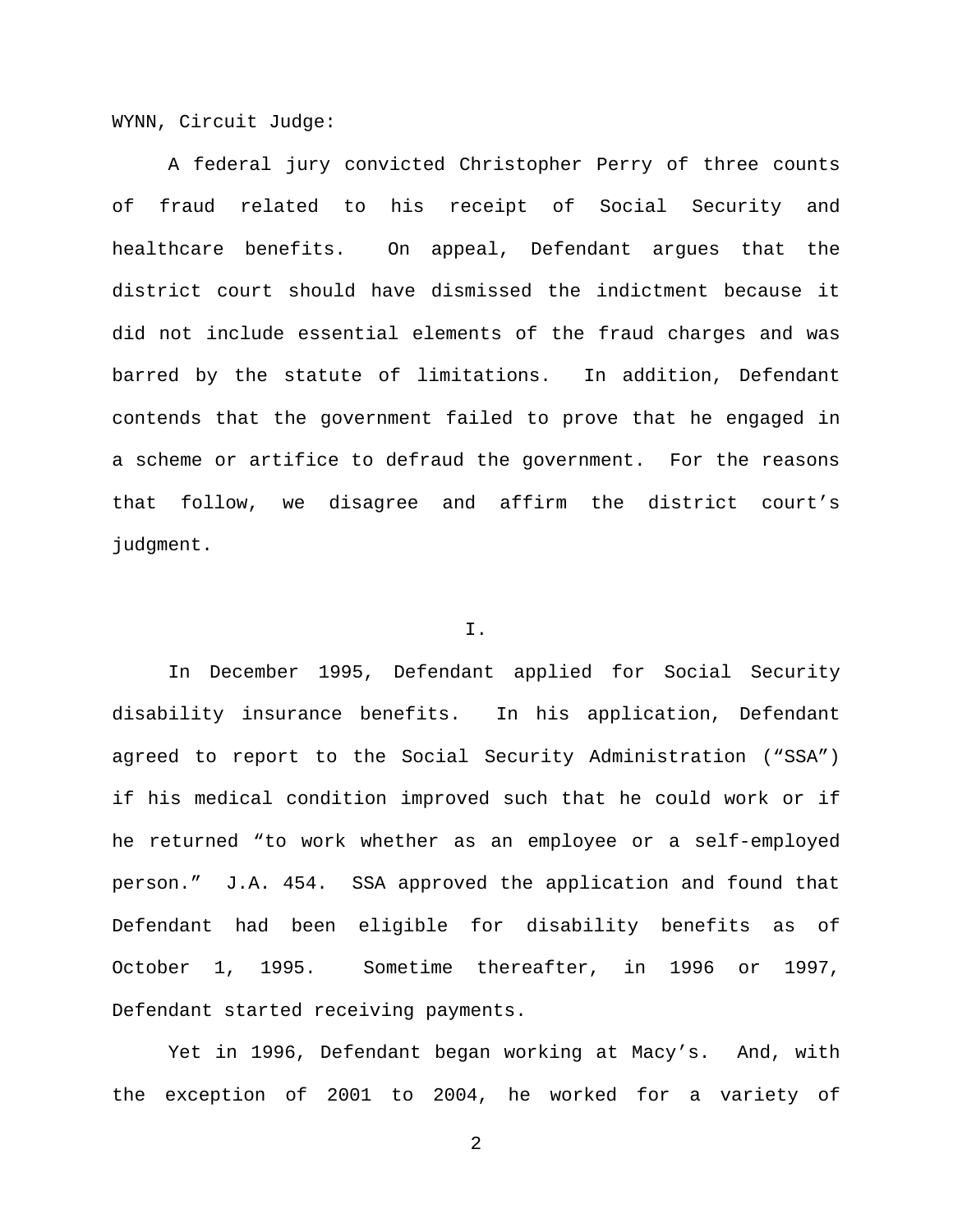WYNN, Circuit Judge:

A federal jury convicted Christopher Perry of three counts of fraud related to his receipt of Social Security and healthcare benefits. On appeal, Defendant argues that the district court should have dismissed the indictment because it did not include essential elements of the fraud charges and was barred by the statute of limitations. In addition, Defendant contends that the government failed to prove that he engaged in a scheme or artifice to defraud the government. For the reasons that follow, we disagree and affirm the district court's judgment.

## I.

In December 1995, Defendant applied for Social Security disability insurance benefits. In his application, Defendant agreed to report to the Social Security Administration ("SSA") if his medical condition improved such that he could work or if he returned "to work whether as an employee or a self-employed person." J.A. 454. SSA approved the application and found that Defendant had been eligible for disability benefits as of October 1, 1995. Sometime thereafter, in 1996 or 1997, Defendant started receiving payments.

Yet in 1996, Defendant began working at Macy's. And, with the exception of 2001 to 2004, he worked for a variety of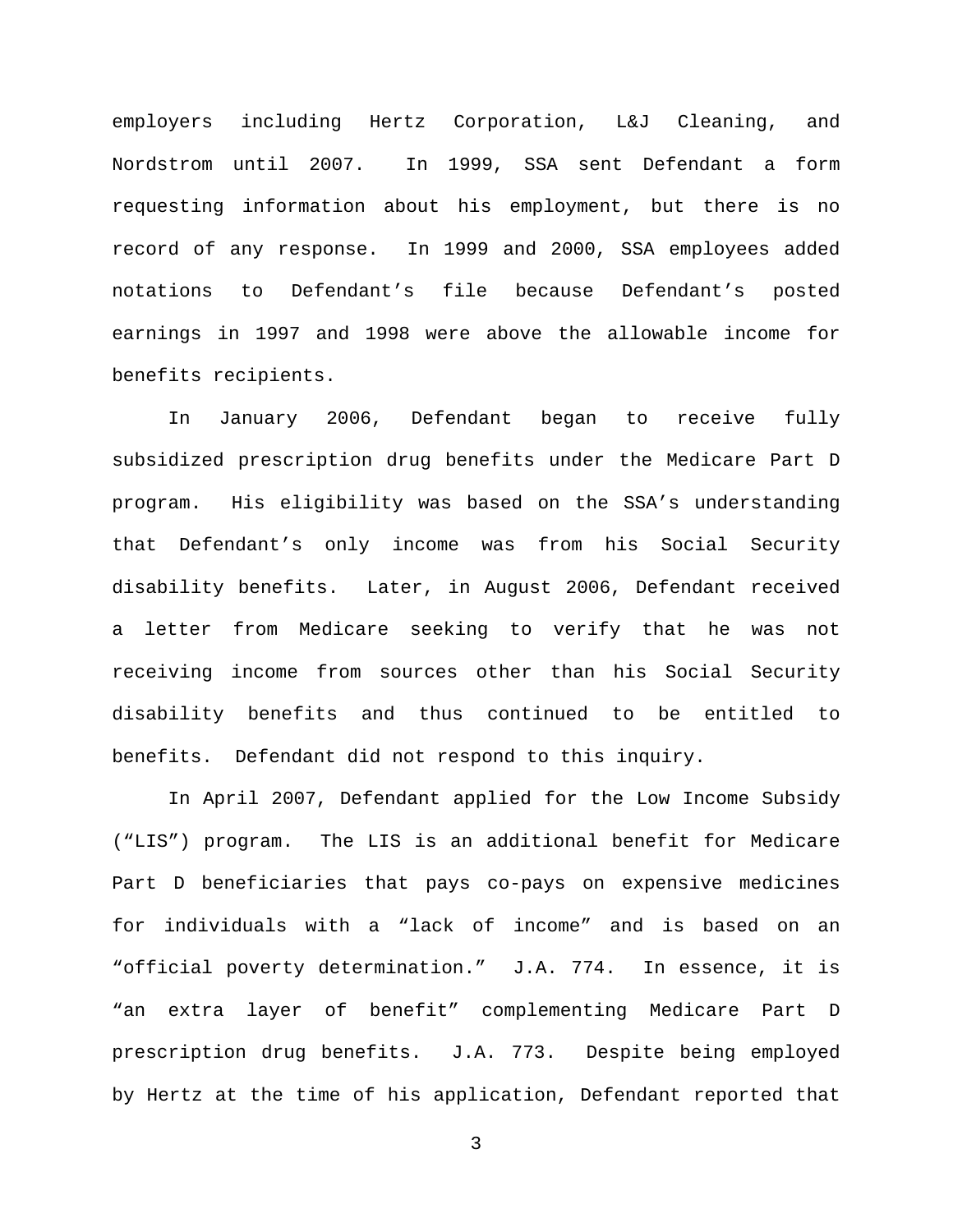employers including Hertz Corporation, L&J Cleaning, and Nordstrom until 2007. In 1999, SSA sent Defendant a form requesting information about his employment, but there is no record of any response. In 1999 and 2000, SSA employees added notations to Defendant's file because Defendant's posted earnings in 1997 and 1998 were above the allowable income for benefits recipients.

In January 2006, Defendant began to receive fully subsidized prescription drug benefits under the Medicare Part D program. His eligibility was based on the SSA's understanding that Defendant's only income was from his Social Security disability benefits. Later, in August 2006, Defendant received a letter from Medicare seeking to verify that he was not receiving income from sources other than his Social Security disability benefits and thus continued to be entitled to benefits. Defendant did not respond to this inquiry.

In April 2007, Defendant applied for the Low Income Subsidy ("LIS") program. The LIS is an additional benefit for Medicare Part D beneficiaries that pays co-pays on expensive medicines for individuals with a "lack of income" and is based on an "official poverty determination." J.A. 774. In essence, it is "an extra layer of benefit" complementing Medicare Part D prescription drug benefits. J.A. 773. Despite being employed by Hertz at the time of his application, Defendant reported that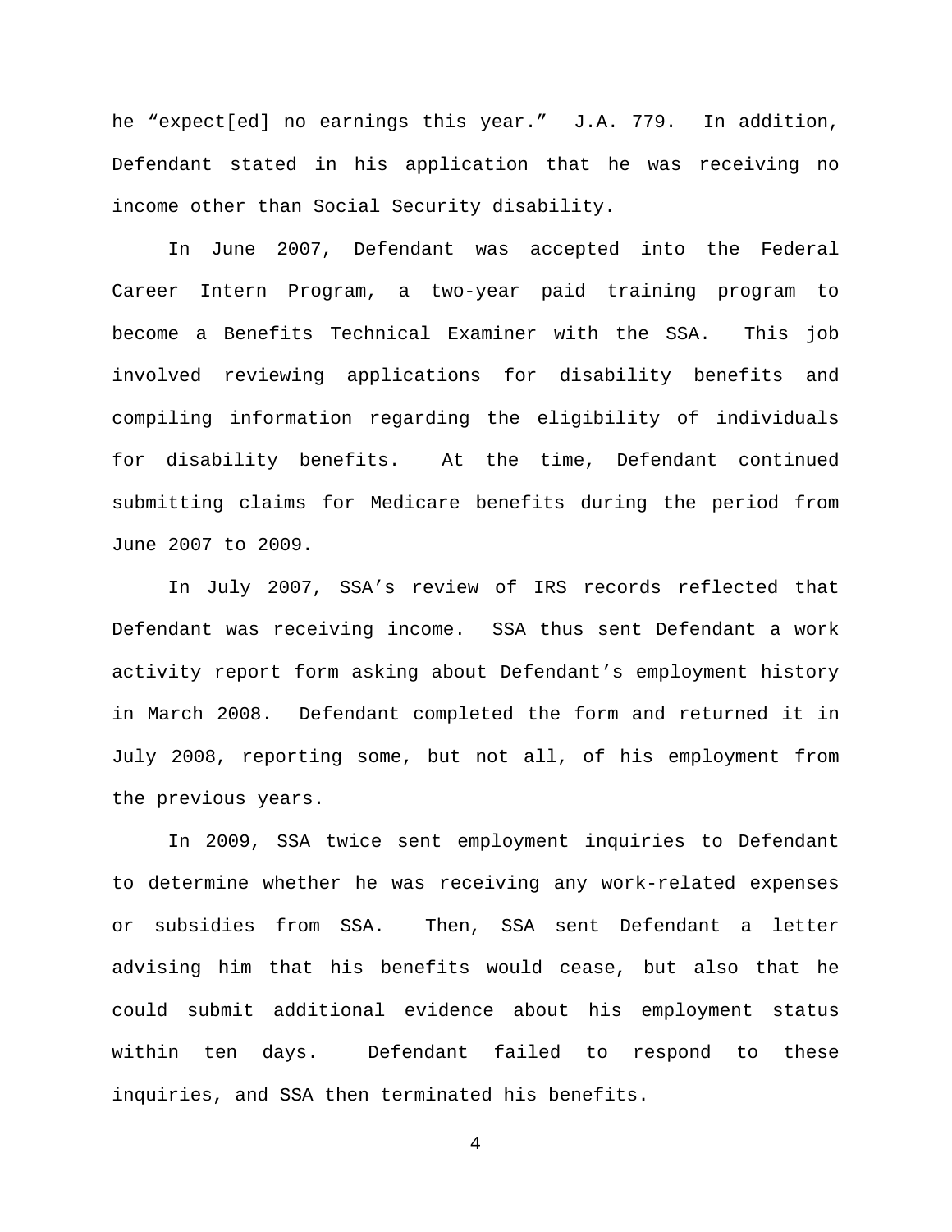he "expect[ed] no earnings this year." J.A. 779. In addition, Defendant stated in his application that he was receiving no income other than Social Security disability.

In June 2007, Defendant was accepted into the Federal Career Intern Program, a two-year paid training program to become a Benefits Technical Examiner with the SSA. This job involved reviewing applications for disability benefits and compiling information regarding the eligibility of individuals for disability benefits. At the time, Defendant continued submitting claims for Medicare benefits during the period from June 2007 to 2009.

In July 2007, SSA's review of IRS records reflected that Defendant was receiving income. SSA thus sent Defendant a work activity report form asking about Defendant's employment history in March 2008. Defendant completed the form and returned it in July 2008, reporting some, but not all, of his employment from the previous years.

In 2009, SSA twice sent employment inquiries to Defendant to determine whether he was receiving any work-related expenses or subsidies from SSA. Then, SSA sent Defendant a letter advising him that his benefits would cease, but also that he could submit additional evidence about his employment status within ten days. Defendant failed to respond to these inquiries, and SSA then terminated his benefits.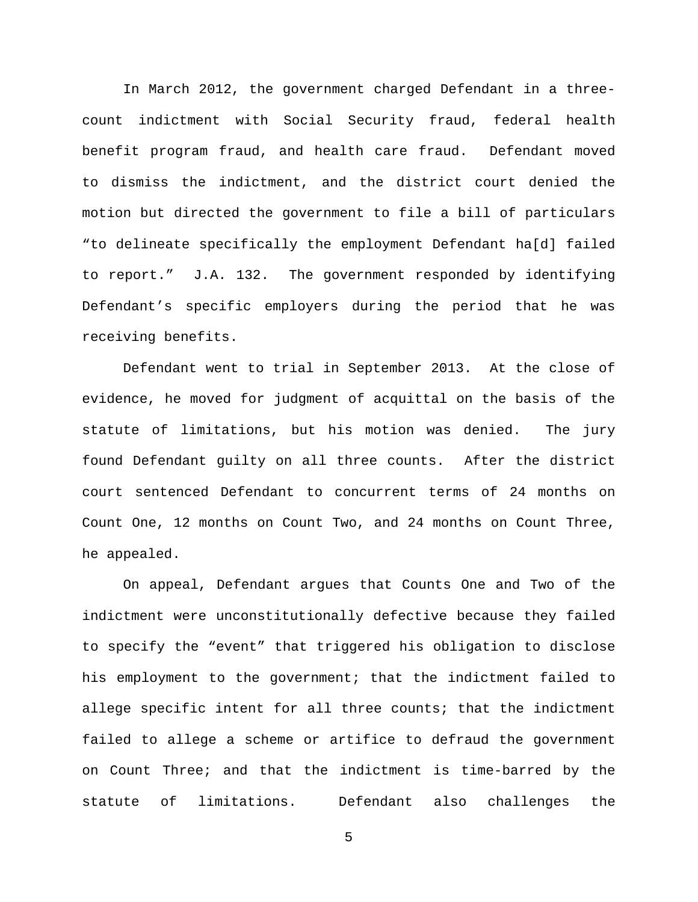In March 2012, the government charged Defendant in a three-count indictment with Social Security fraud, federal health benefit program fraud, and health care fraud. Defendant moved to dismiss the indictment, and the district court denied the motion but directed the government to file a bill of particulars "to delineate specifically the employment Defendant ha[d] failed to report." J.A. 132. The government responded by identifying Defendant's specific employers during the period that he was receiving benefits.

Defendant went to trial in September 2013. At the close of evidence, he moved for judgment of acquittal on the basis of the statute of limitations, but his motion was denied. The jury found Defendant guilty on all three counts. After the district court sentenced Defendant to concurrent terms of 24 months on Count One, 12 months on Count Two, and 24 months on Count Three, he appealed.

On appeal, Defendant argues that Counts One and Two of the indictment were unconstitutionally defective because they failed to specify the "event" that triggered his obligation to disclose his employment to the government; that the indictment failed to allege specific intent for all three counts; that the indictment failed to allege a scheme or artifice to defraud the government on Count Three; and that the indictment is time-barred by the statute of limitations. Defendant also challenges the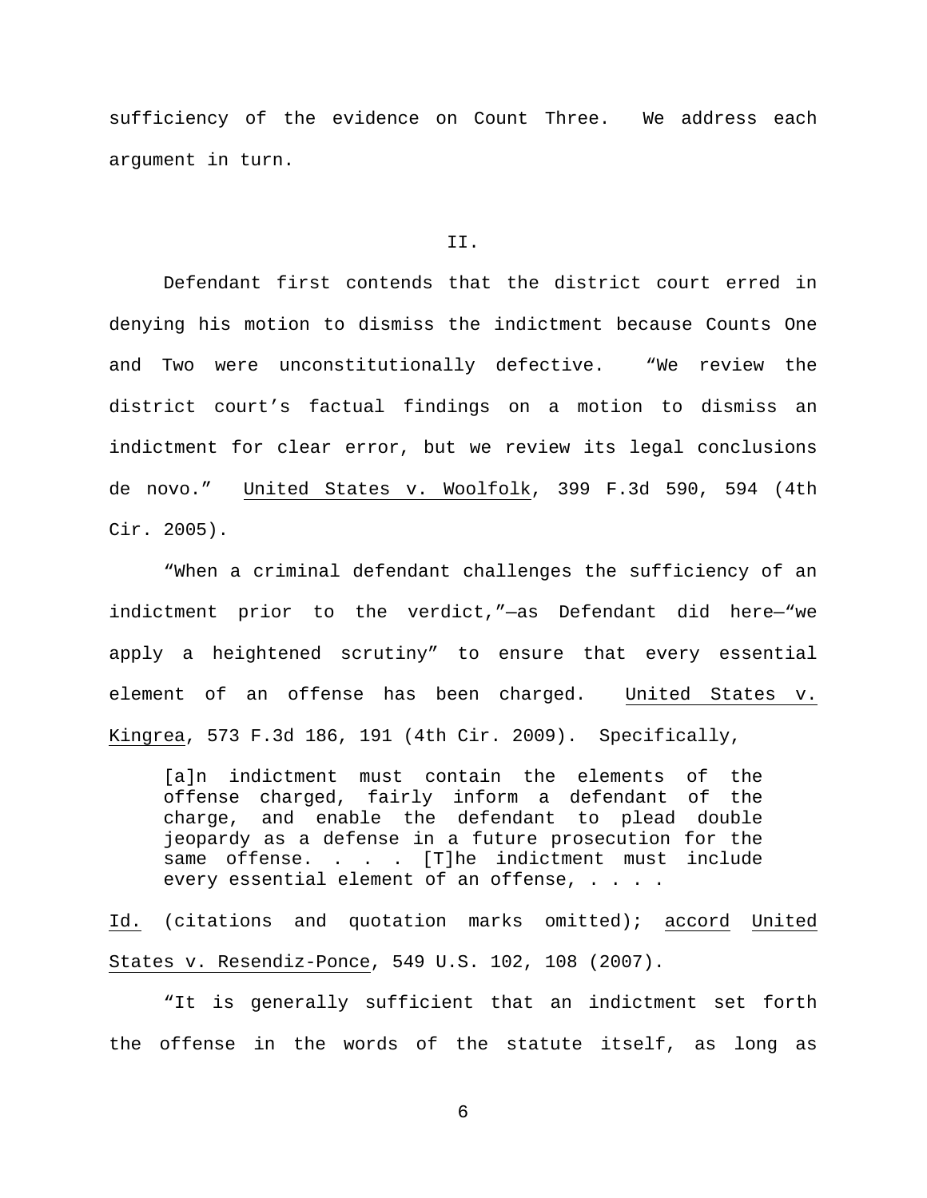sufficiency of the evidence on Count Three. We address each argument in turn.

## II.

Defendant first contends that the district court erred in denying his motion to dismiss the indictment because Counts One and Two were unconstitutionally defective. "We review the district court's factual findings on a motion to dismiss an indictment for clear error, but we review its legal conclusions de novo." United States v. Woolfolk, 399 F.3d 590, 594 (4th Cir. 2005).

"When a criminal defendant challenges the sufficiency of an indictment prior to the verdict,"—as Defendant did here—"we apply a heightened scrutiny" to ensure that every essential element of an offense has been charged. United States v. Kingrea, 573 F.3d 186, 191 (4th Cir. 2009). Specifically,

> [a]n indictment must contain the elements of the offense charged, fairly inform a defendant of the charge, and enable the defendant to plead double jeopardy as a defense in a future prosecution for the same offense. . . . [T]he indictment must include every essential element of an offense, . . . .

Id. (citations and quotation marks omitted); accord United States v. Resendiz-Ponce, 549 U.S. 102, 108 (2007).

"It is generally sufficient that an indictment set forth the offense in the words of the statute itself, as long as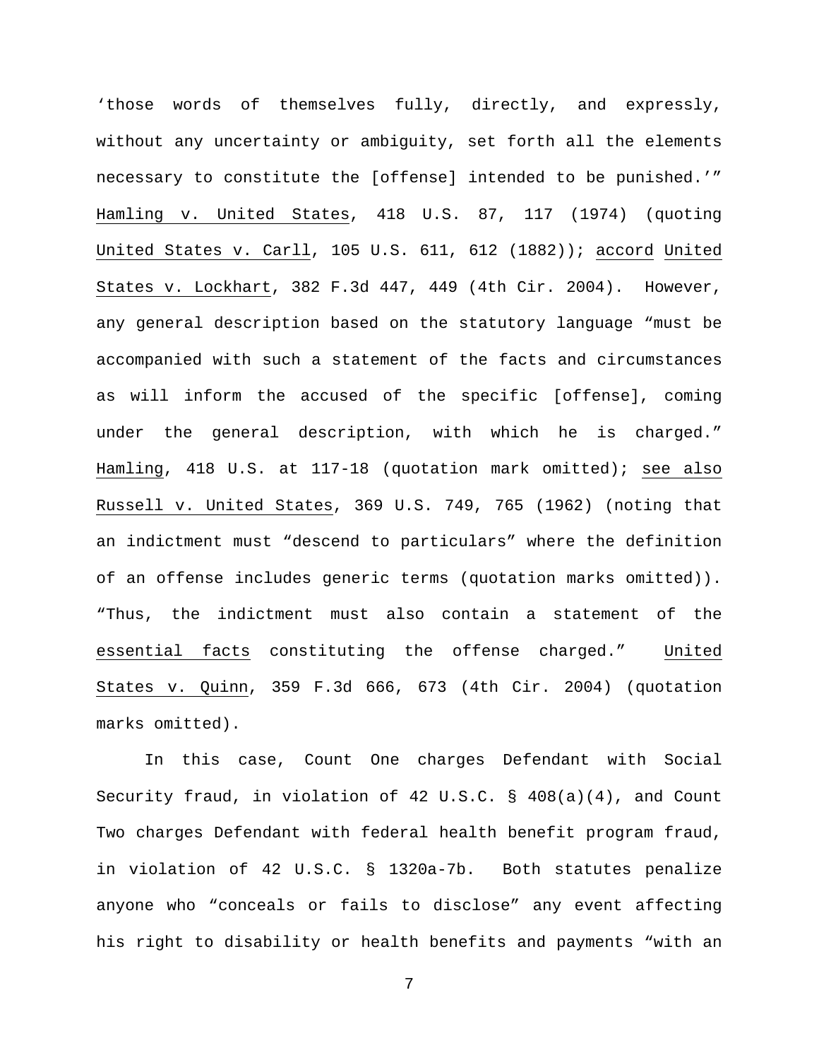'those words of themselves fully, directly, and expressly, without any uncertainty or ambiguity, set forth all the elements necessary to constitute the [offense] intended to be punished.'" Hamling v. United States, 418 U.S. 87, 117 (1974) (quoting United States v. Carll, 105 U.S. 611, 612 (1882)); accord United States v. Lockhart, 382 F.3d 447, 449 (4th Cir. 2004). However, any general description based on the statutory language "must be accompanied with such a statement of the facts and circumstances as will inform the accused of the specific [offense], coming under the general description, with which he is charged." Hamling, 418 U.S. at 117-18 (quotation mark omitted); see also Russell v. United States, 369 U.S. 749, 765 (1962) (noting that an indictment must "descend to particulars" where the definition of an offense includes generic terms (quotation marks omitted)). "Thus, the indictment must also contain a statement of the essential facts constituting the offense charged." United States v. Quinn, 359 F.3d 666, 673 (4th Cir. 2004) (quotation marks omitted).

In this case, Count One charges Defendant with Social Security fraud, in violation of 42 U.S.C. § 408(a)(4), and Count Two charges Defendant with federal health benefit program fraud, in violation of 42 U.S.C. § 1320a-7b. Both statutes penalize anyone who "conceals or fails to disclose" any event affecting his right to disability or health benefits and payments "with an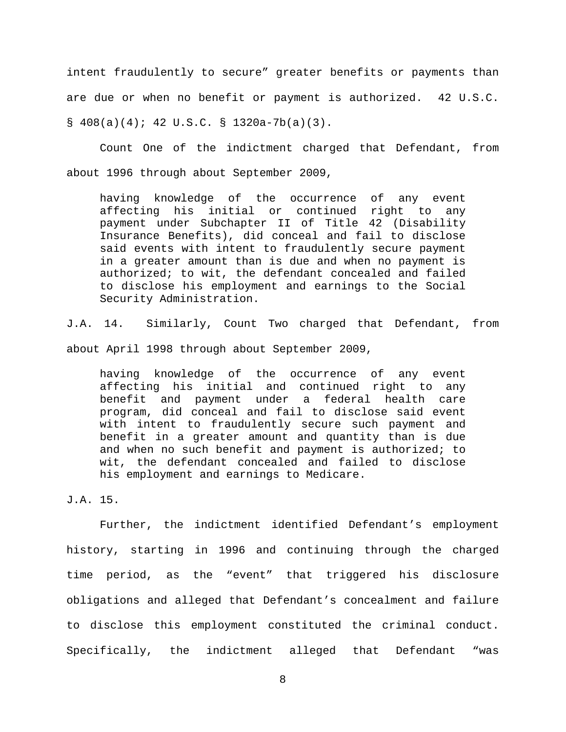intent fraudulently to secure" greater benefits or payments than are due or when no benefit or payment is authorized. 42 U.S.C. § 408(a)(4); 42 U.S.C. § 1320a-7b(a)(3).

Count One of the indictment charged that Defendant, from about 1996 through about September 2009,

> having knowledge of the occurrence of any event affecting his initial or continued right to any payment under Subchapter II of Title 42 (Disability Insurance Benefits), did conceal and fail to disclose said events with intent to fraudulently secure payment in a greater amount than is due and when no payment is authorized; to wit, the defendant concealed and failed to disclose his employment and earnings to the Social Security Administration.

J.A. 14. Similarly, Count Two charged that Defendant, from about April 1998 through about September 2009,

> having knowledge of the occurrence of any event affecting his initial and continued right to any benefit and payment under a federal health care program, did conceal and fail to disclose said event with intent to fraudulently secure such payment and benefit in a greater amount and quantity than is due and when no such benefit and payment is authorized; to wit, the defendant concealed and failed to disclose his employment and earnings to Medicare.

J.A. 15.

Further, the indictment identified Defendant's employment history, starting in 1996 and continuing through the charged time period, as the "event" that triggered his disclosure obligations and alleged that Defendant's concealment and failure to disclose this employment constituted the criminal conduct. Specifically, the indictment alleged that Defendant "was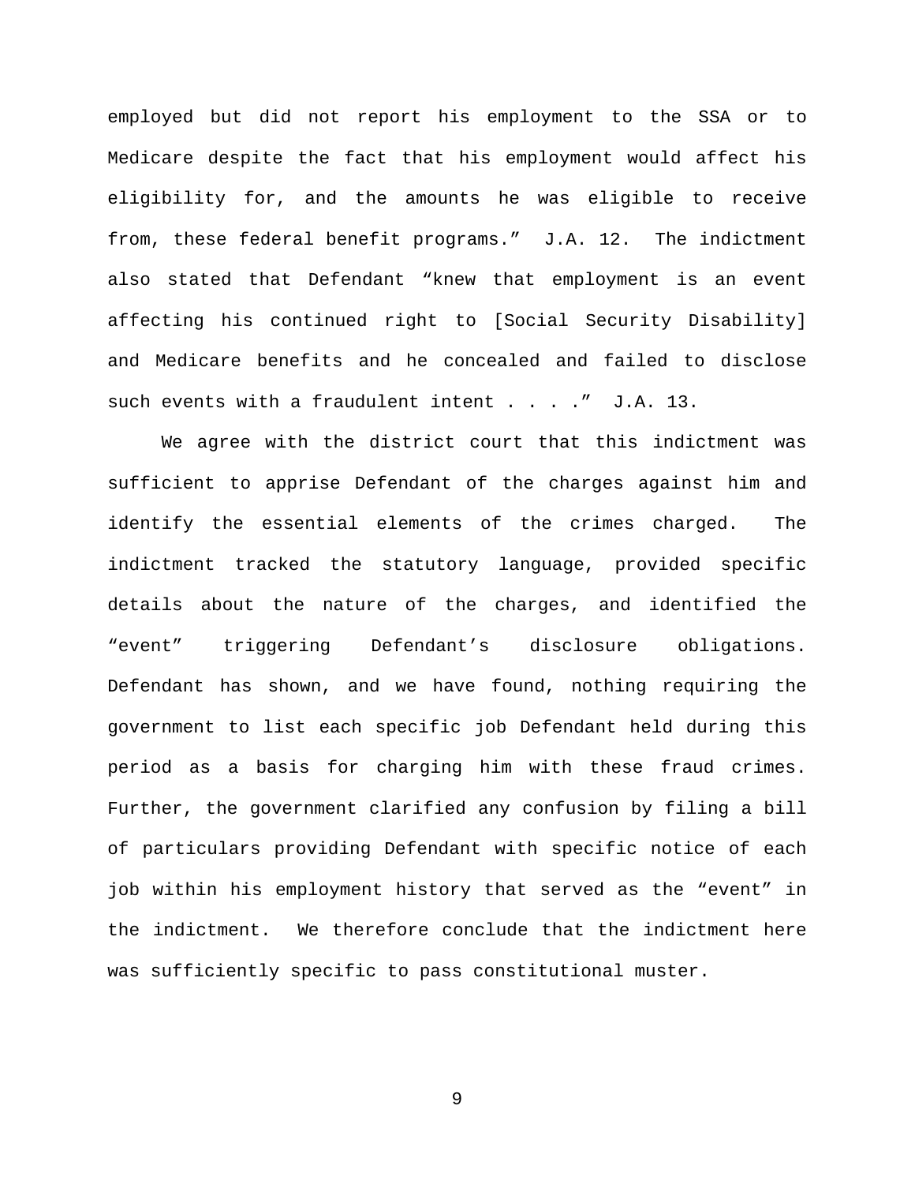employed but did not report his employment to the SSA or to Medicare despite the fact that his employment would affect his eligibility for, and the amounts he was eligible to receive from, these federal benefit programs." J.A. 12. The indictment also stated that Defendant "knew that employment is an event affecting his continued right to [Social Security Disability] and Medicare benefits and he concealed and failed to disclose such events with a fraudulent intent . . . ." J.A. 13.

We agree with the district court that this indictment was sufficient to apprise Defendant of the charges against him and identify the essential elements of the crimes charged. The indictment tracked the statutory language, provided specific details about the nature of the charges, and identified the "event" triggering Defendant's disclosure obligations. Defendant has shown, and we have found, nothing requiring the government to list each specific job Defendant held during this period as a basis for charging him with these fraud crimes. Further, the government clarified any confusion by filing a bill of particulars providing Defendant with specific notice of each job within his employment history that served as the "event" in the indictment. We therefore conclude that the indictment here was sufficiently specific to pass constitutional muster.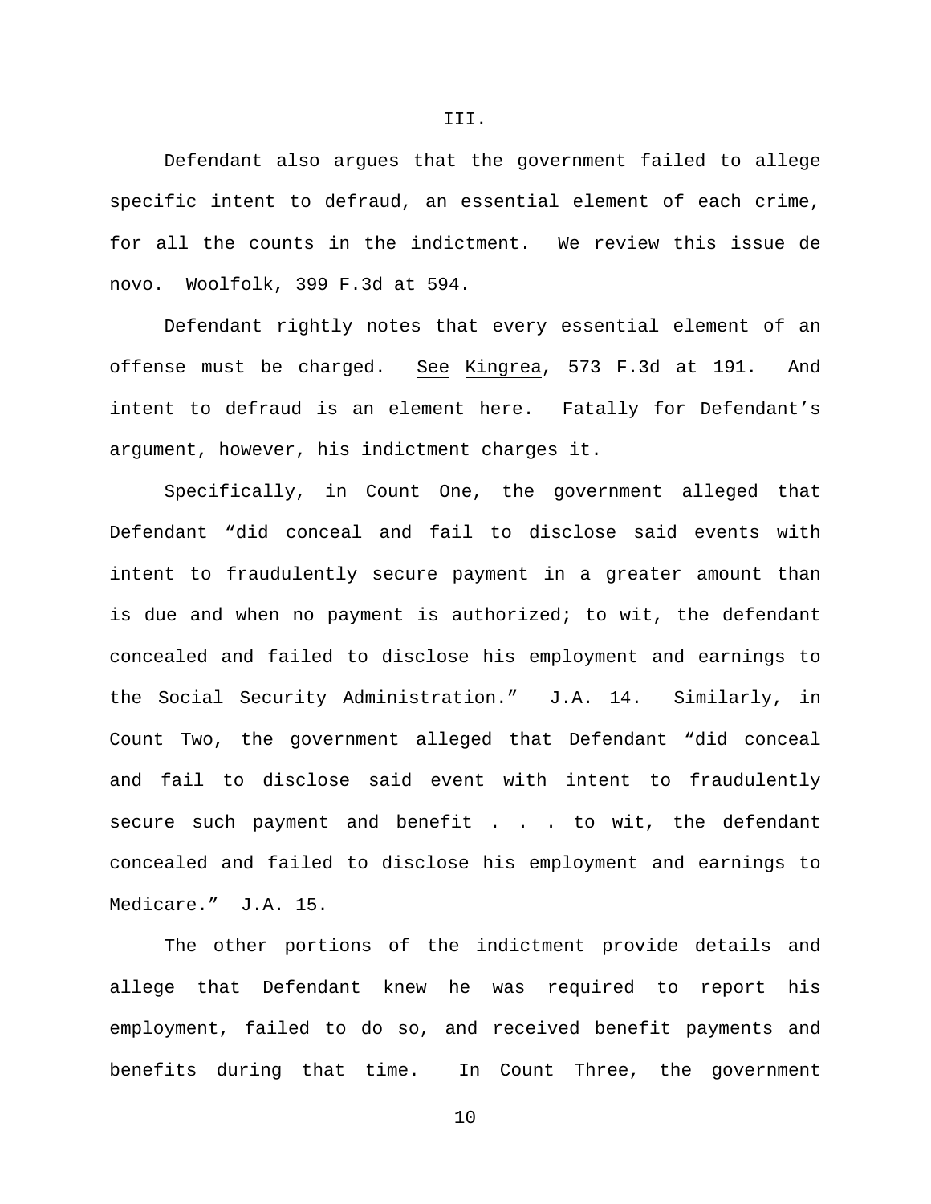III.

Defendant also argues that the government failed to allege specific intent to defraud, an essential element of each crime, for all the counts in the indictment. We review this issue de novo. Woolfolk, 399 F.3d at 594.

Defendant rightly notes that every essential element of an offense must be charged. *See* Kingrea, 573 F.3d at 191. And intent to defraud is an element here. Fatally for Defendant's argument, however, his indictment charges it.

Specifically, in Count One, the government alleged that Defendant "did conceal and fail to disclose said events with intent to fraudulently secure payment in a greater amount than is due and when no payment is authorized; to wit, the defendant concealed and failed to disclose his employment and earnings to the Social Security Administration." J.A. 14. Similarly, in Count Two, the government alleged that Defendant "did conceal and fail to disclose said event with intent to fraudulently secure such payment and benefit . . . to wit, the defendant concealed and failed to disclose his employment and earnings to Medicare." J.A. 15.

The other portions of the indictment provide details and allege that Defendant knew he was required to report his employment, failed to do so, and received benefit payments and benefits during that time. In Count Three, the government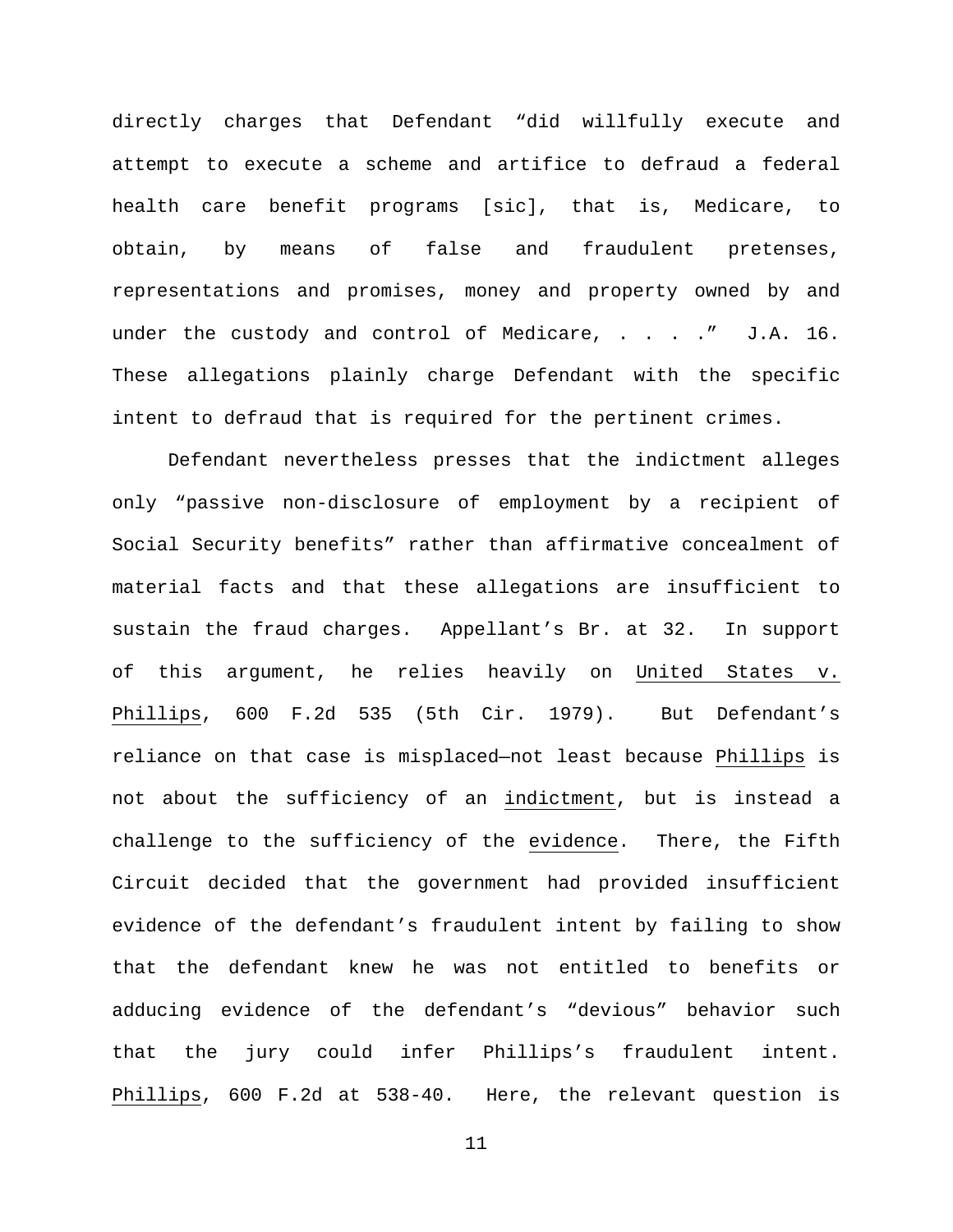directly charges that Defendant "did willfully execute and attempt to execute a scheme and artifice to defraud a federal health care benefit programs [sic], that is, Medicare, to obtain, by means of false and fraudulent pretenses, representations and promises, money and property owned by and under the custody and control of Medicare, . . . ." J.A. 16. These allegations plainly charge Defendant with the specific intent to defraud that is required for the pertinent crimes.

Defendant nevertheless presses that the indictment alleges only "passive non-disclosure of employment by a recipient of Social Security benefits" rather than affirmative concealment of material facts and that these allegations are insufficient to sustain the fraud charges. Appellant's Br. at 32. In support of this argument, he relies heavily on United States v. Phillips, 600 F.2d 535 (5th Cir. 1979). But Defendant's reliance on that case is misplaced—not least because Phillips is not about the sufficiency of an indictment, but is instead a challenge to the sufficiency of the evidence. There, the Fifth Circuit decided that the government had provided insufficient evidence of the defendant's fraudulent intent by failing to show that the defendant knew he was not entitled to benefits or adducing evidence of the defendant's "devious" behavior such that the jury could infer Phillips's fraudulent intent. Phillips, 600 F.2d at 538-40. Here, the relevant question is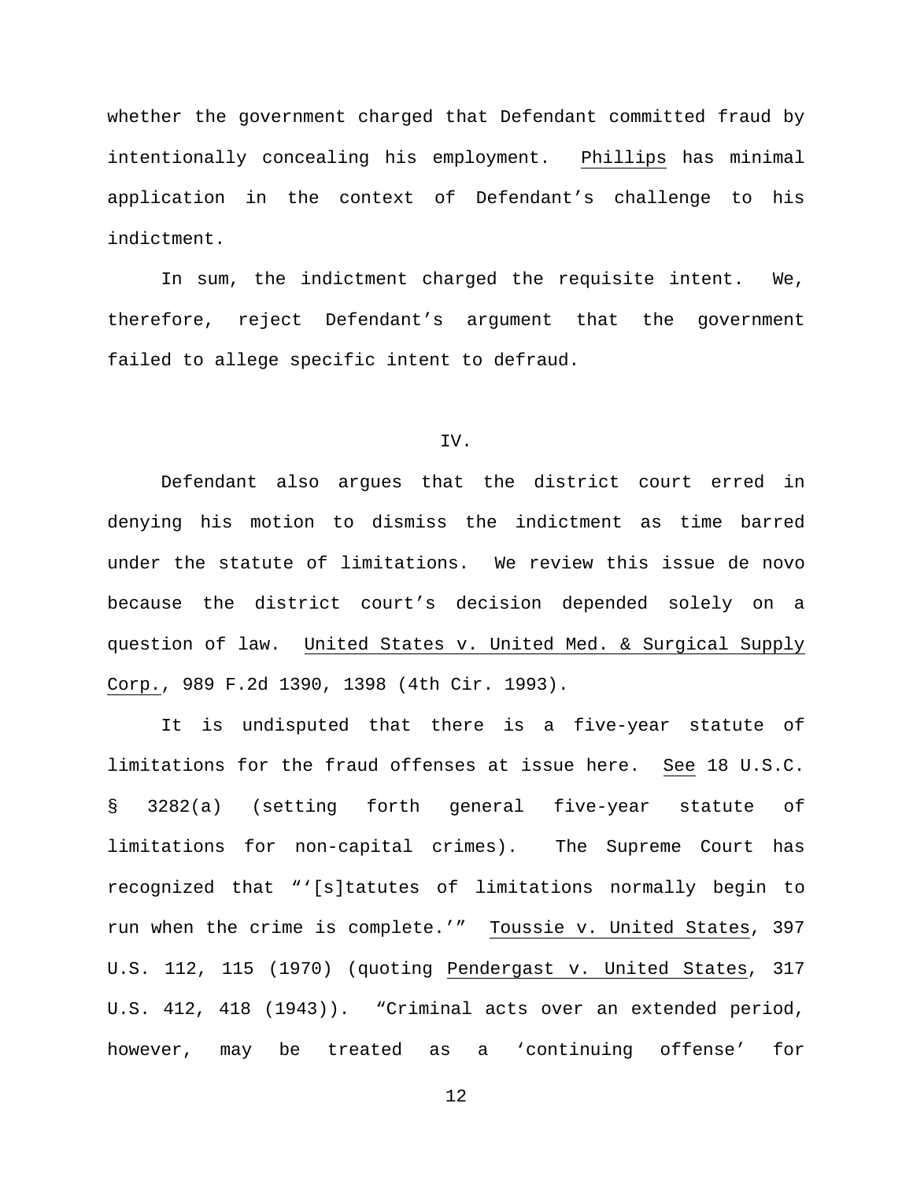whether the government charged that Defendant committed fraud by intentionally concealing his employment. Phillips has minimal application in the context of Defendant's challenge to his indictment.

In sum, the indictment charged the requisite intent. We, therefore, reject Defendant's argument that the government failed to allege specific intent to defraud.

IV.

Defendant also argues that the district court erred in denying his motion to dismiss the indictment as time barred under the statute of limitations. We review this issue de novo because the district court's decision depended solely on a question of law. United States v. United Med. & Surgical Supply Corp., 989 F.2d 1390, 1398 (4th Cir. 1993).

It is undisputed that there is a five-year statute of limitations for the fraud offenses at issue here. See 18 U.S.C. § 3282(a) (setting forth general five-year statute of limitations for non-capital crimes). The Supreme Court has recognized that "'[s]tatutes of limitations normally begin to run when the crime is complete.'" Toussie v. United States, 397 U.S. 112, 115 (1970) (quoting Pendergast v. United States, 317 U.S. 412, 418 (1943)). "Criminal acts over an extended period, however, may be treated as a 'continuing offense' for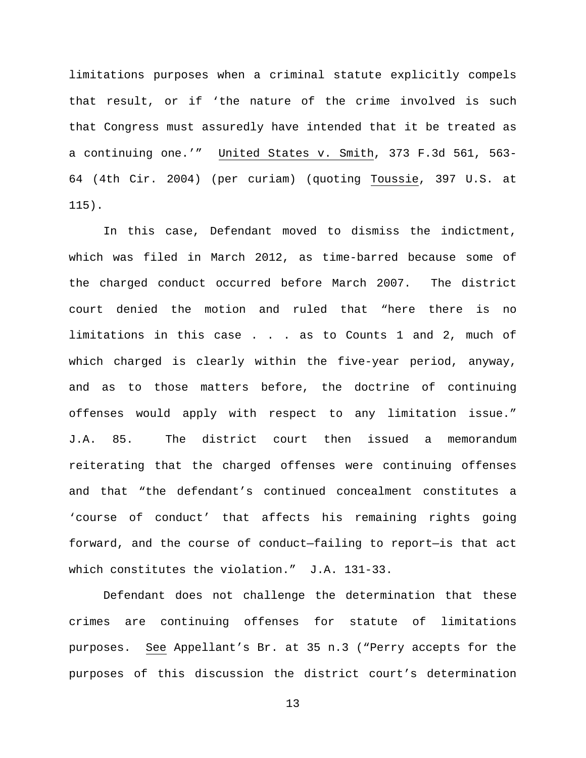limitations purposes when a criminal statute explicitly compels that result, or if 'the nature of the crime involved is such that Congress must assuredly have intended that it be treated as a continuing one.'" United States v. Smith, 373 F.3d 561, 563-64 (4th Cir. 2004) (per curiam) (quoting Toussie, 397 U.S. at 115).

In this case, Defendant moved to dismiss the indictment, which was filed in March 2012, as time-barred because some of the charged conduct occurred before March 2007. The district court denied the motion and ruled that "here there is no limitations in this case . . . as to Counts 1 and 2, much of which charged is clearly within the five-year period, anyway, and as to those matters before, the doctrine of continuing offenses would apply with respect to any limitation issue." J.A. 85. The district court then issued a memorandum reiterating that the charged offenses were continuing offenses and that "the defendant's continued concealment constitutes a 'course of conduct' that affects his remaining rights going forward, and the course of conduct—failing to report—is that act which constitutes the violation." J.A. 131-33.

Defendant does not challenge the determination that these crimes are continuing offenses for statute of limitations purposes. See Appellant's Br. at 35 n.3 ("Perry accepts for the purposes of this discussion the district court's determination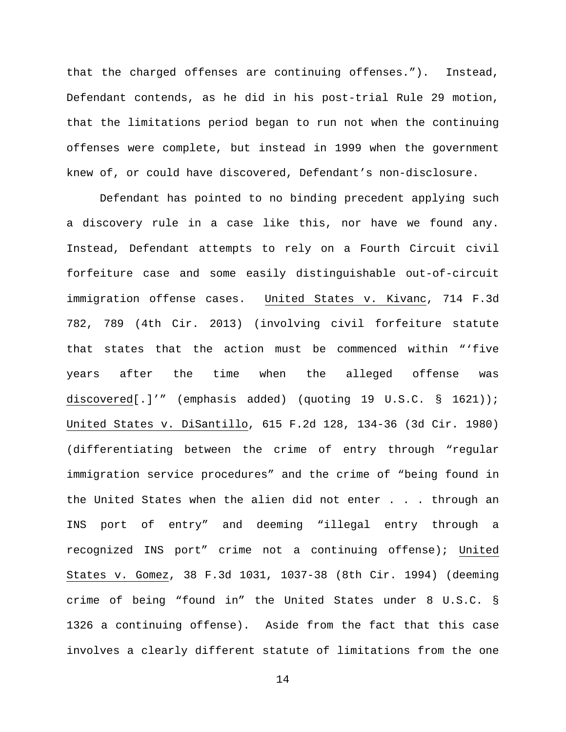that the charged offenses are continuing offenses."). Instead, Defendant contends, as he did in his post-trial Rule 29 motion, that the limitations period began to run not when the continuing offenses were complete, but instead in 1999 when the government knew of, or could have discovered, Defendant's non-disclosure.

Defendant has pointed to no binding precedent applying such a discovery rule in a case like this, nor have we found any. Instead, Defendant attempts to rely on a Fourth Circuit civil forfeiture case and some easily distinguishable out-of-circuit immigration offense cases. United States v. Kivanc, 714 F.3d 782, 789 (4th Cir. 2013) (involving civil forfeiture statute that states that the action must be commenced within "'five years after the time when the alleged offense was discovered[.]'" (emphasis added) (quoting 19 U.S.C. § 1621)); United States v. DiSantillo, 615 F.2d 128, 134-36 (3d Cir. 1980) (differentiating between the crime of entry through "regular immigration service procedures" and the crime of "being found in the United States when the alien did not enter . . . through an INS port of entry" and deeming "illegal entry through a recognized INS port" crime not a continuing offense); United States v. Gomez, 38 F.3d 1031, 1037-38 (8th Cir. 1994) (deeming crime of being "found in" the United States under 8 U.S.C. § 1326 a continuing offense). Aside from the fact that this case involves a clearly different statute of limitations from the one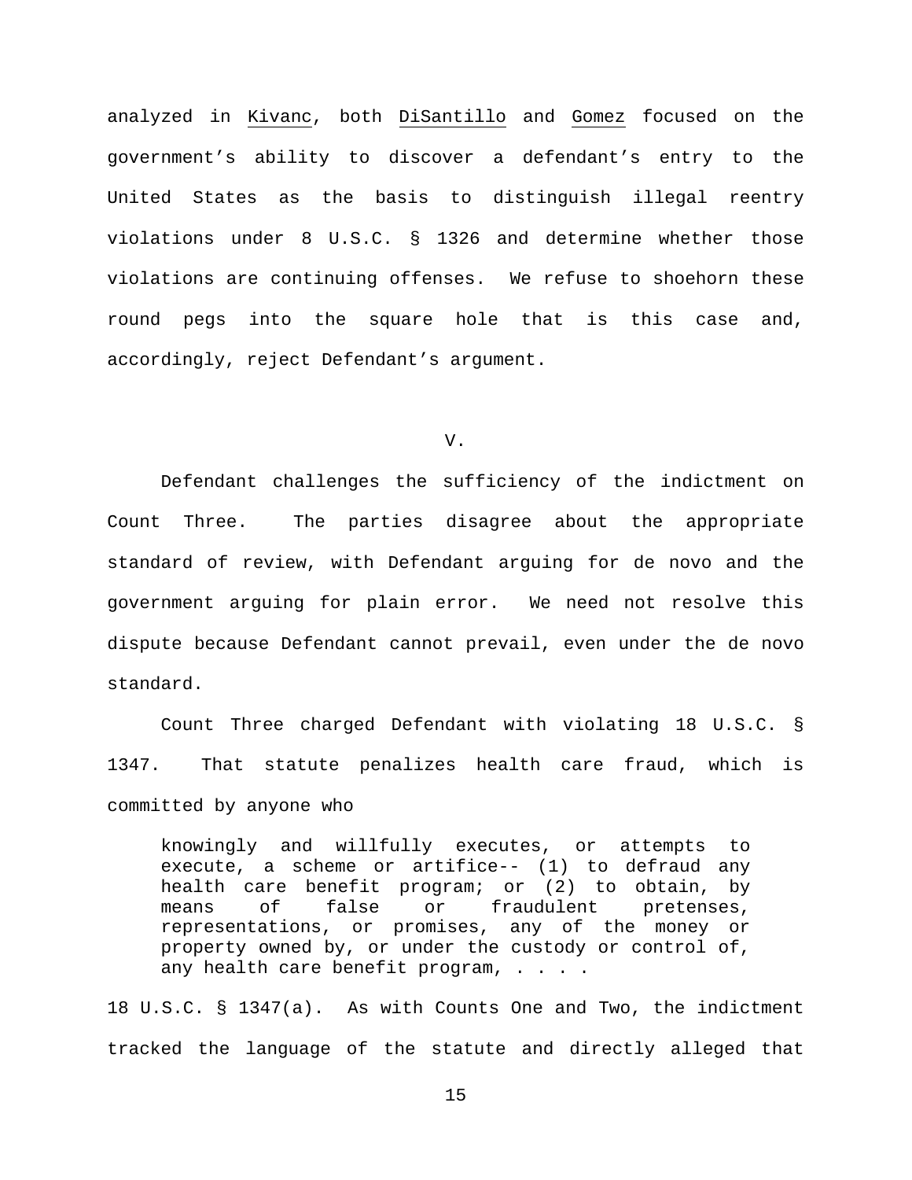analyzed in Kivanc, both DiSantillo and Gomez focused on the government's ability to discover a defendant's entry to the United States as the basis to distinguish illegal reentry violations under 8 U.S.C. § 1326 and determine whether those violations are continuing offenses. We refuse to shoehorn these round pegs into the square hole that is this case and, accordingly, reject Defendant's argument.

## V.

Defendant challenges the sufficiency of the indictment on Count Three. The parties disagree about the appropriate standard of review, with Defendant arguing for de novo and the government arguing for plain error. We need not resolve this dispute because Defendant cannot prevail, even under the de novo standard.

Count Three charged Defendant with violating 18 U.S.C. § 1347. That statute penalizes health care fraud, which is committed by anyone who

> knowingly and willfully executes, or attempts to execute, a scheme or artifice-- (1) to defraud any health care benefit program; or (2) to obtain, by means of false or fraudulent pretenses, representations, or promises, any of the money or property owned by, or under the custody or control of, any health care benefit program, . . . .

18 U.S.C. § 1347(a). As with Counts One and Two, the indictment tracked the language of the statute and directly alleged that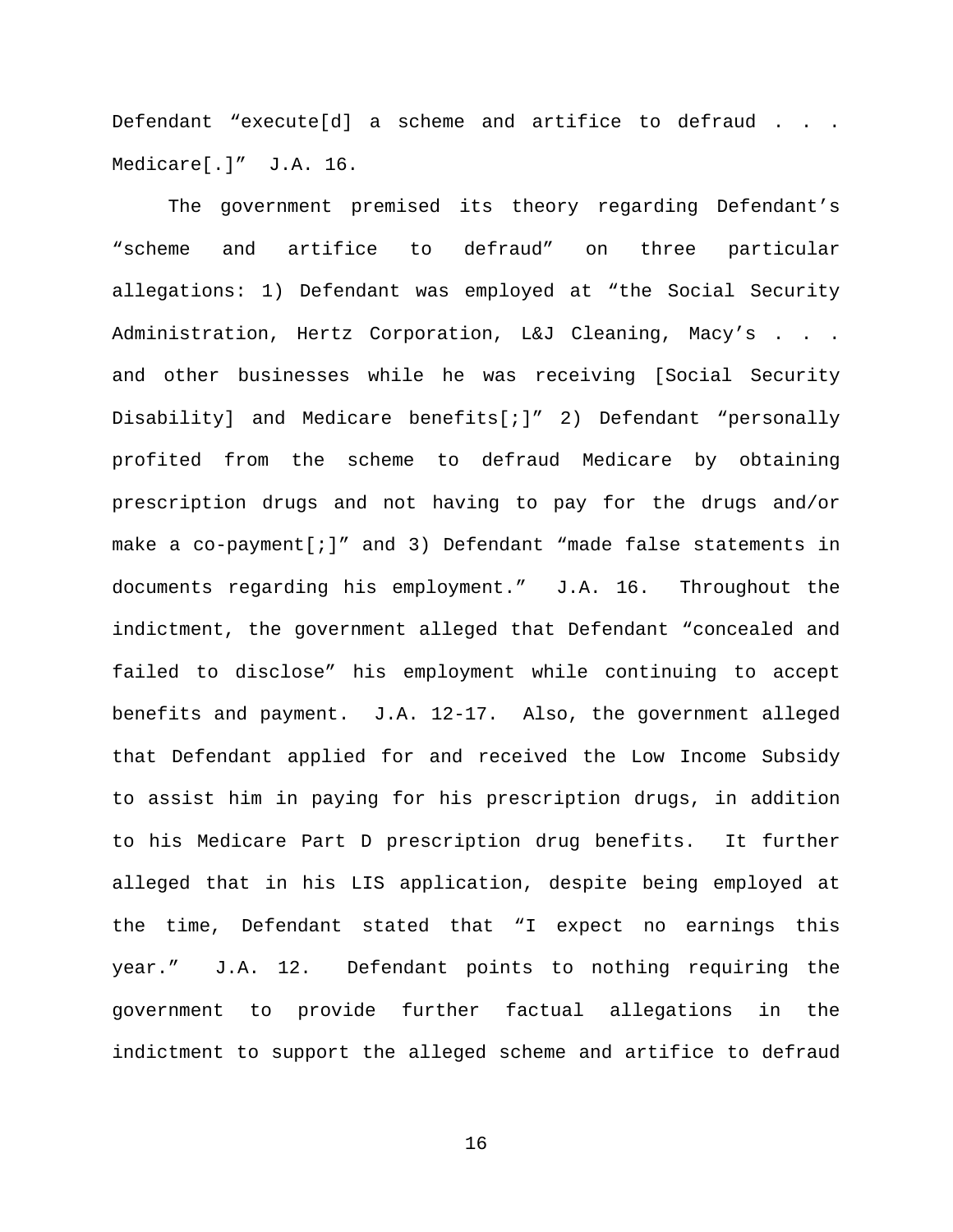Defendant "execute[d] a scheme and artifice to defraud . . . Medicare[.]" J.A. 16.

The government premised its theory regarding Defendant's "scheme and artifice to defraud" on three particular allegations: 1) Defendant was employed at "the Social Security Administration, Hertz Corporation, L&J Cleaning, Macy's . . . and other businesses while he was receiving [Social Security Disability] and Medicare benefits[;]" 2) Defendant "personally profited from the scheme to defraud Medicare by obtaining prescription drugs and not having to pay for the drugs and/or make a co-payment[;]" and 3) Defendant "made false statements in documents regarding his employment." J.A. 16. Throughout the indictment, the government alleged that Defendant "concealed and failed to disclose" his employment while continuing to accept benefits and payment. J.A. 12-17. Also, the government alleged that Defendant applied for and received the Low Income Subsidy to assist him in paying for his prescription drugs, in addition to his Medicare Part D prescription drug benefits. It further alleged that in his LIS application, despite being employed at the time, Defendant stated that "I expect no earnings this year." J.A. 12. Defendant points to nothing requiring the government to provide further factual allegations in the indictment to support the alleged scheme and artifice to defraud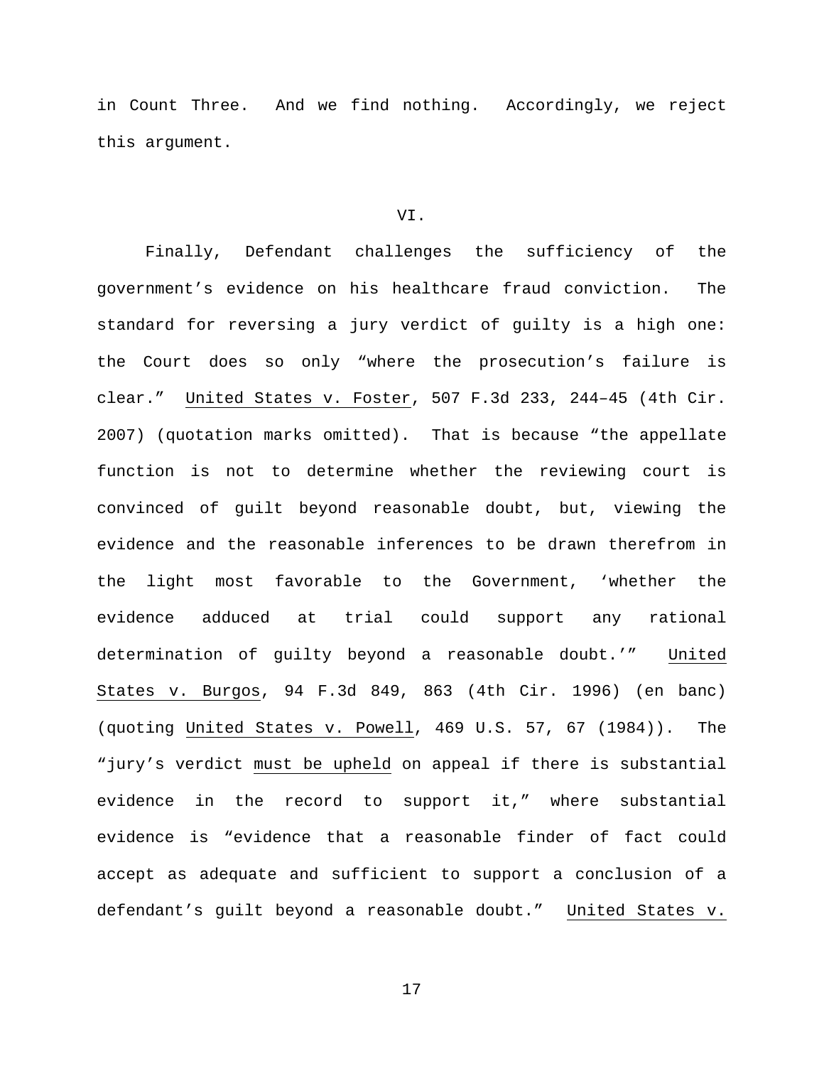in Count Three. And we find nothing. Accordingly, we reject this argument.

## VI.

Finally, Defendant challenges the sufficiency of the government's evidence on his healthcare fraud conviction. The standard for reversing a jury verdict of guilty is a high one: the Court does so only "where the prosecution's failure is clear." United States v. Foster, 507 F.3d 233, 244–45 (4th Cir. 2007) (quotation marks omitted). That is because "the appellate function is not to determine whether the reviewing court is convinced of guilt beyond reasonable doubt, but, viewing the evidence and the reasonable inferences to be drawn therefrom in the light most favorable to the Government, 'whether the evidence adduced at trial could support any rational determination of guilty beyond a reasonable doubt.'" United States v. Burgos, 94 F.3d 849, 863 (4th Cir. 1996) (en banc) (quoting United States v. Powell, 469 U.S. 57, 67 (1984)). The "jury's verdict must be upheld on appeal if there is substantial evidence in the record to support it," where substantial evidence is "evidence that a reasonable finder of fact could accept as adequate and sufficient to support a conclusion of a defendant's guilt beyond a reasonable doubt." United States v.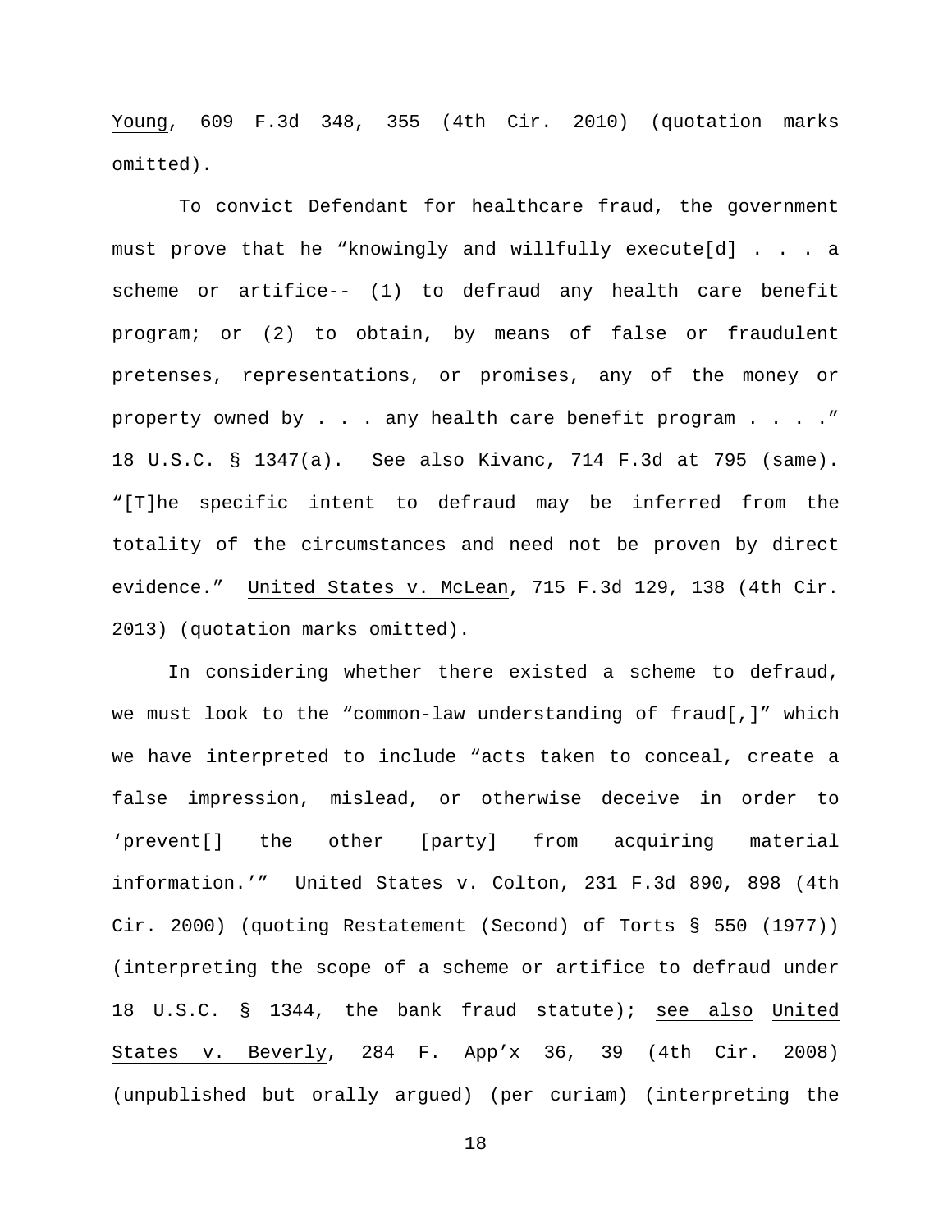Young, 609 F.3d 348, 355 (4th Cir. 2010) (quotation marks omitted).

To convict Defendant for healthcare fraud, the government must prove that he "knowingly and willfully execute[d] . . . a scheme or artifice-- (1) to defraud any health care benefit program; or (2) to obtain, by means of false or fraudulent pretenses, representations, or promises, any of the money or property owned by . . . any health care benefit program . . . ." 18 U.S.C. § 1347(a). See also Kivanc, 714 F.3d at 795 (same). "[T]he specific intent to defraud may be inferred from the totality of the circumstances and need not be proven by direct evidence." United States v. McLean, 715 F.3d 129, 138 (4th Cir. 2013) (quotation marks omitted).

In considering whether there existed a scheme to defraud, we must look to the "common-law understanding of fraud[,]" which we have interpreted to include "acts taken to conceal, create a false impression, mislead, or otherwise deceive in order to 'prevent[] the other [party] from acquiring material information.'" United States v. Colton, 231 F.3d 890, 898 (4th Cir. 2000) (quoting Restatement (Second) of Torts § 550 (1977)) (interpreting the scope of a scheme or artifice to defraud under 18 U.S.C. § 1344, the bank fraud statute); see also United States v. Beverly, 284 F. App'x 36, 39 (4th Cir. 2008) (unpublished but orally argued) (per curiam) (interpreting the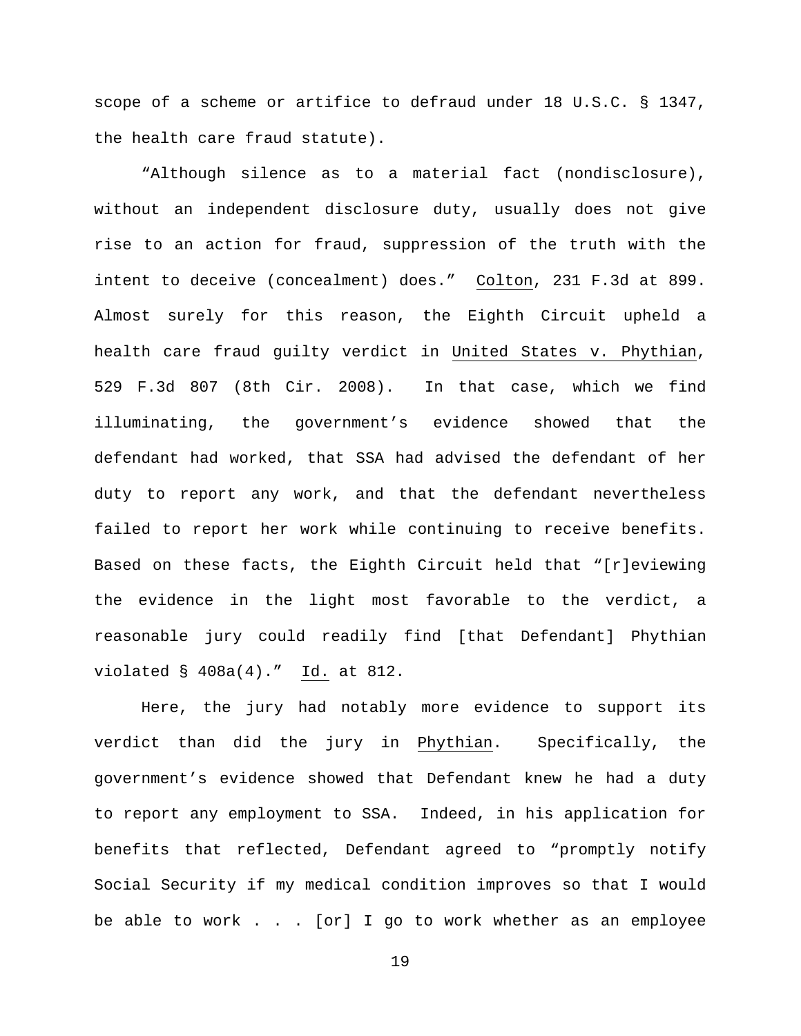scope of a scheme or artifice to defraud under 18 U.S.C. § 1347, the health care fraud statute).

"Although silence as to a material fact (nondisclosure), without an independent disclosure duty, usually does not give rise to an action for fraud, suppression of the truth with the intent to deceive (concealment) does." Colton, 231 F.3d at 899. Almost surely for this reason, the Eighth Circuit upheld a health care fraud guilty verdict in United States v. Phythian, 529 F.3d 807 (8th Cir. 2008). In that case, which we find illuminating, the government's evidence showed that the defendant had worked, that SSA had advised the defendant of her duty to report any work, and that the defendant nevertheless failed to report her work while continuing to receive benefits. Based on these facts, the Eighth Circuit held that "[r]eviewing the evidence in the light most favorable to the verdict, a reasonable jury could readily find [that Defendant] Phythian violated § 408a(4)." Id. at 812.

Here, the jury had notably more evidence to support its verdict than did the jury in Phythian. Specifically, the government's evidence showed that Defendant knew he had a duty to report any employment to SSA. Indeed, in his application for benefits that reflected, Defendant agreed to "promptly notify Social Security if my medical condition improves so that I would be able to work . . . [or] I go to work whether as an employee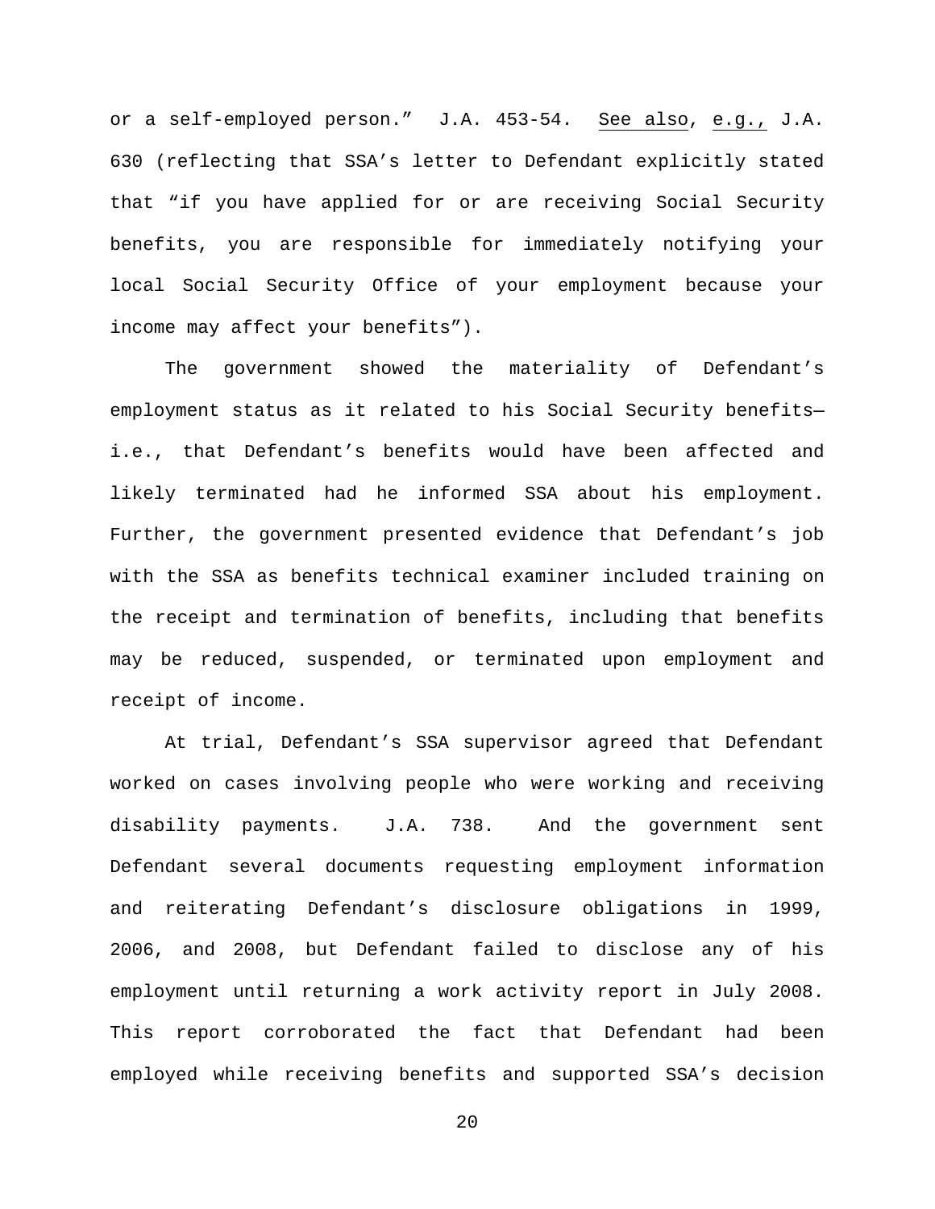or a self-employed person." J.A. 453-54. See also, e.g., J.A. 630 (reflecting that SSA's letter to Defendant explicitly stated that "if you have applied for or are receiving Social Security benefits, you are responsible for immediately notifying your local Social Security Office of your employment because your income may affect your benefits").

The government showed the materiality of Defendant's employment status as it related to his Social Security benefits—i.e., that Defendant's benefits would have been affected and likely terminated had he informed SSA about his employment. Further, the government presented evidence that Defendant's job with the SSA as benefits technical examiner included training on the receipt and termination of benefits, including that benefits may be reduced, suspended, or terminated upon employment and receipt of income.

At trial, Defendant's SSA supervisor agreed that Defendant worked on cases involving people who were working and receiving disability payments. J.A. 738. And the government sent Defendant several documents requesting employment information and reiterating Defendant's disclosure obligations in 1999, 2006, and 2008, but Defendant failed to disclose any of his employment until returning a work activity report in July 2008. This report corroborated the fact that Defendant had been employed while receiving benefits and supported SSA's decision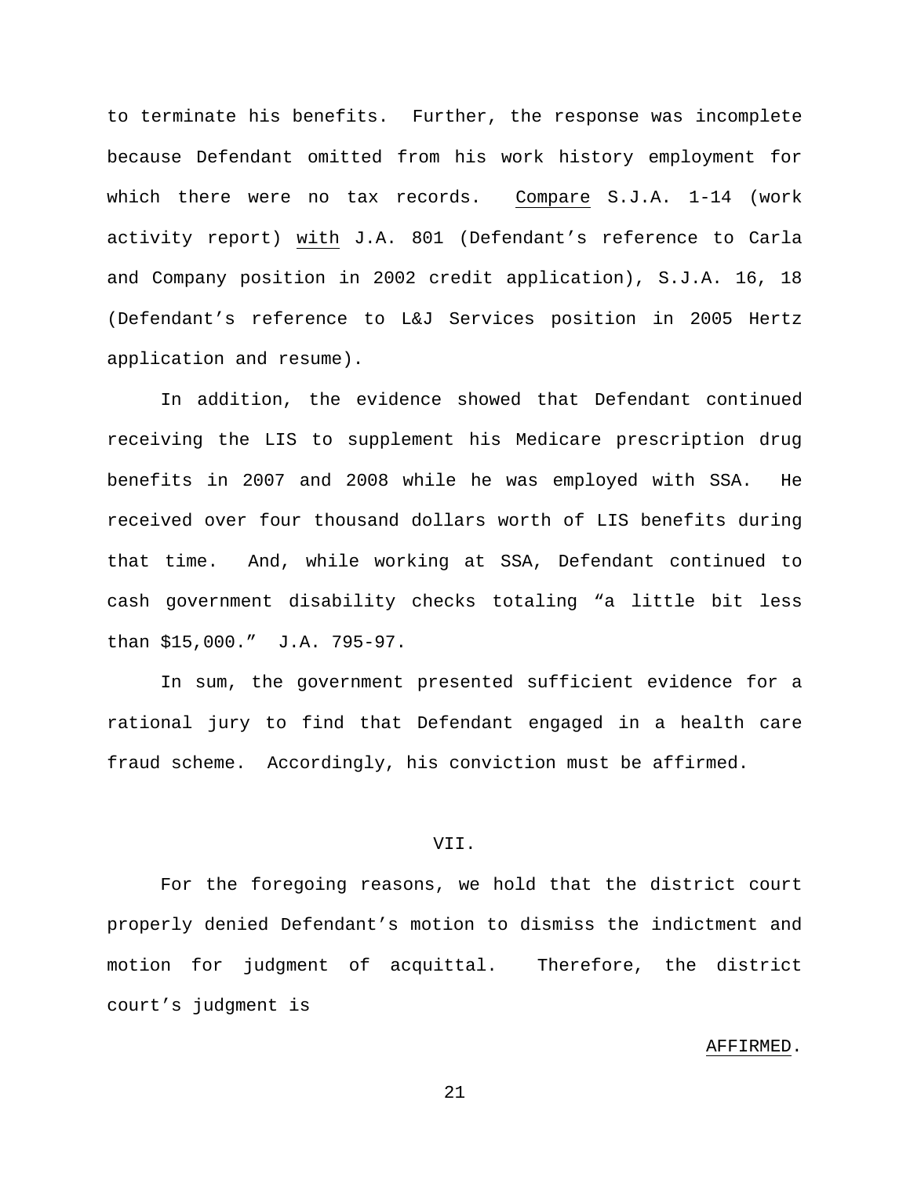to terminate his benefits. Further, the response was incomplete because Defendant omitted from his work history employment for which there were no tax records. Compare S.J.A. 1-14 (work activity report) with J.A. 801 (Defendant's reference to Carla and Company position in 2002 credit application), S.J.A. 16, 18 (Defendant's reference to L&J Services position in 2005 Hertz application and resume).

In addition, the evidence showed that Defendant continued receiving the LIS to supplement his Medicare prescription drug benefits in 2007 and 2008 while he was employed with SSA. He received over four thousand dollars worth of LIS benefits during that time. And, while working at SSA, Defendant continued to cash government disability checks totaling "a little bit less than $15,000." J.A. 795-97.

In sum, the government presented sufficient evidence for a rational jury to find that Defendant engaged in a health care fraud scheme. Accordingly, his conviction must be affirmed.

## VII.

For the foregoing reasons, we hold that the district court properly denied Defendant's motion to dismiss the indictment and motion for judgment of acquittal. Therefore, the district court's judgment is

AFFIRMED.